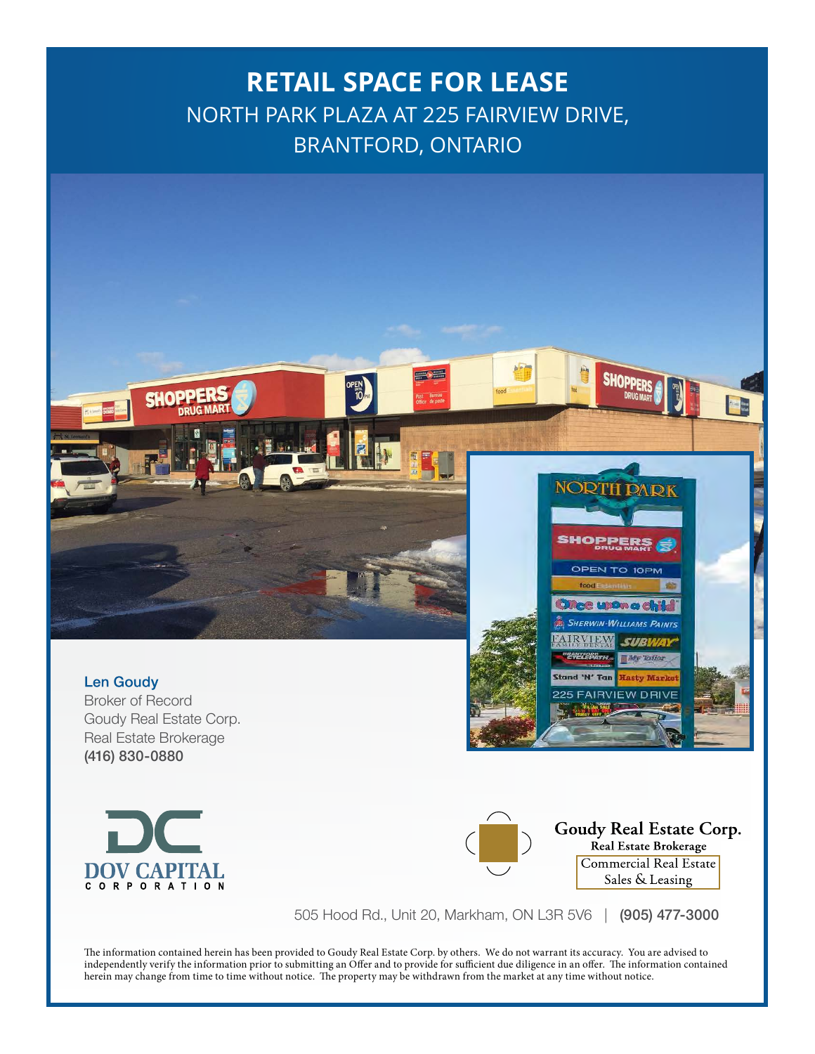# RETAIL SPACE FOR LEASE

## NORTH PARK PLAZA AT 225 FAIRVIEW DRIVE, BRANTFORD, ONTARIO

**Len Goudy**
Broker of Record
Goudy Real Estate Corp.
Real Estate Brokerage
**(416) 830-0880**

DOV CAPITAL CORPORATION

**Goudy Real Estate Corp.**
**Real Estate Brokerage**
Commercial Real Estate Sales & Leasing

505 Hood Rd., Unit 20, Markham, ON L3R 5V6 | **(905) 477-3000**

The information contained herein has been provided to Goudy Real Estate Corp. by others. We do not warrant its accuracy. You are advised to independently verify the information prior to submitting an Offer and to provide for sufficient due diligence in an offer. The information contained herein may change from time to time without notice. The property may be withdrawn from the market at any time without notice.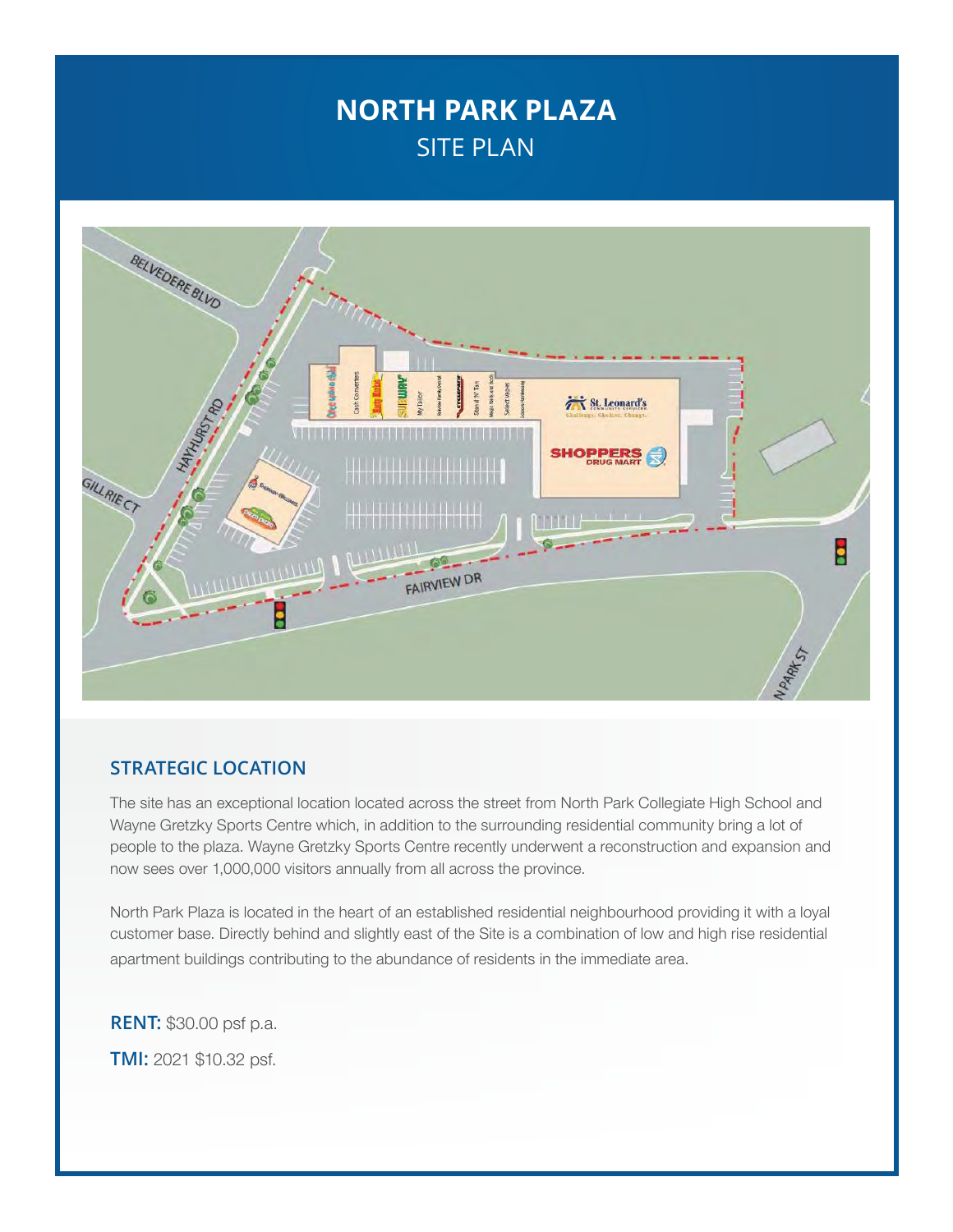# NORTH PARK PLAZA

## SITE PLAN

### STRATEGIC LOCATION

The site has an exceptional location located across the street from North Park Collegiate High School and Wayne Gretzky Sports Centre which, in addition to the surrounding residential community bring a lot of people to the plaza. Wayne Gretzky Sports Centre recently underwent a reconstruction and expansion and now sees over 1,000,000 visitors annually from all across the province.

North Park Plaza is located in the heart of an established residential neighbourhood providing it with a loyal customer base. Directly behind and slightly east of the Site is a combination of low and high rise residential apartment buildings contributing to the abundance of residents in the immediate area.

**RENT:** $30.00 psf p.a.

**TMI:** 2021 $10.32 psf.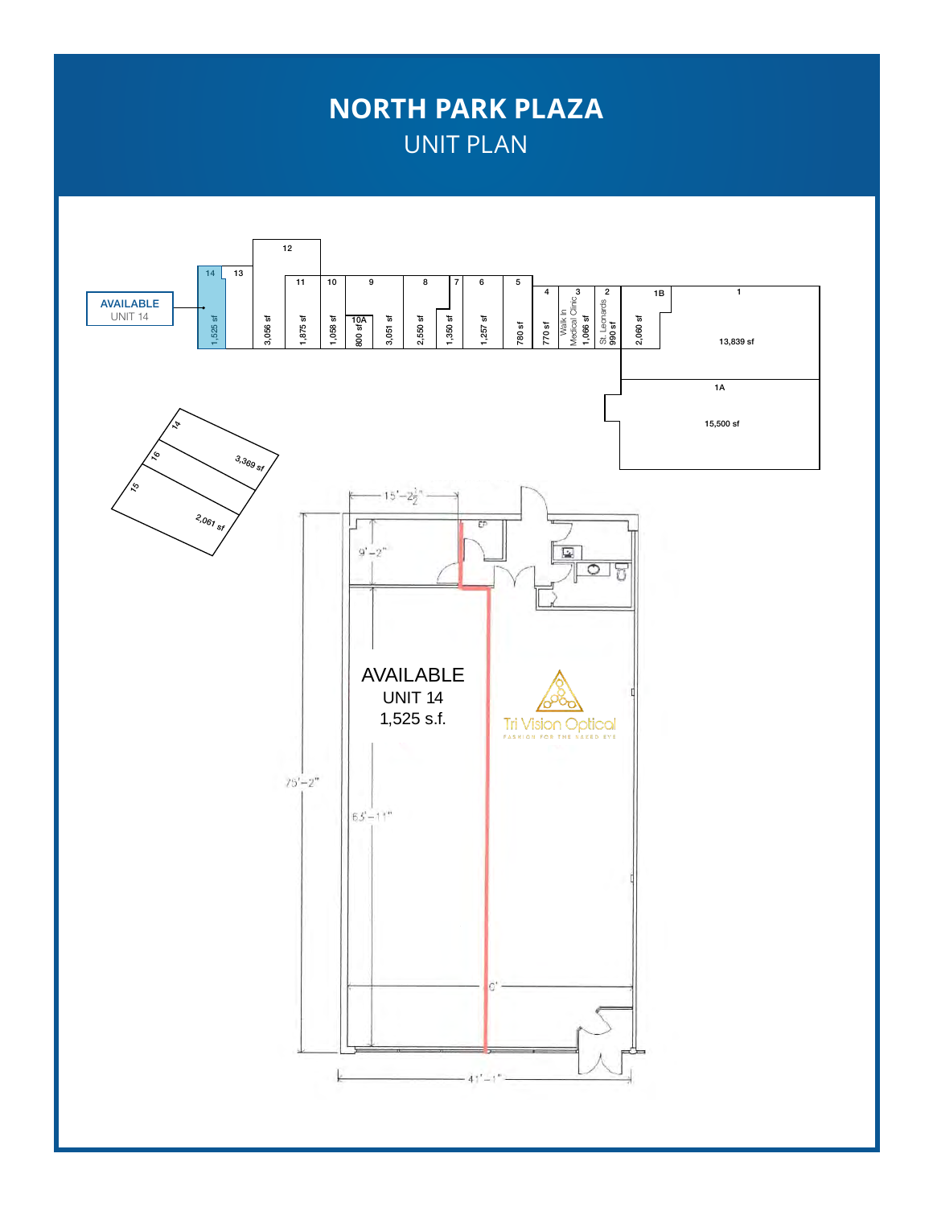# NORTH PARK PLAZA

## UNIT PLAN

**AVAILABLE**
UNIT 14

| Unit | Size |
|---|---|
| 14 | 1,525 sf |
| 13 | |
| 12 | 3,056 sf |
| 11 | 1,875 sf |
| 10 | 1,058 sf |
| 10A | 800 sf |
| 9 | 3,051 sf |
| 8 | 2,550 sf |
| 7 | 1,350 sf |
| 6 | 1,257 sf |
| 5 | 780 sf |
| 4 | 770 sf |
| 3 – Walk In Medical Clinic | 1,066 sf |
| 2 – St. Leonards | 990 sf |
| 1B | 2,060 sf |
| 1 | 13,839 sf |
| 1A | 15,500 sf |
| 14 / 16 | 3,369 sf |
| 15 | 2,061 sf |

AVAILABLE
UNIT 14
1,525 s.f.

Tri Vision Optical
FASHION FOR THE NAKED EYE

15'–2½"
9'–2"
75'–2"
63'–11"
41'–1"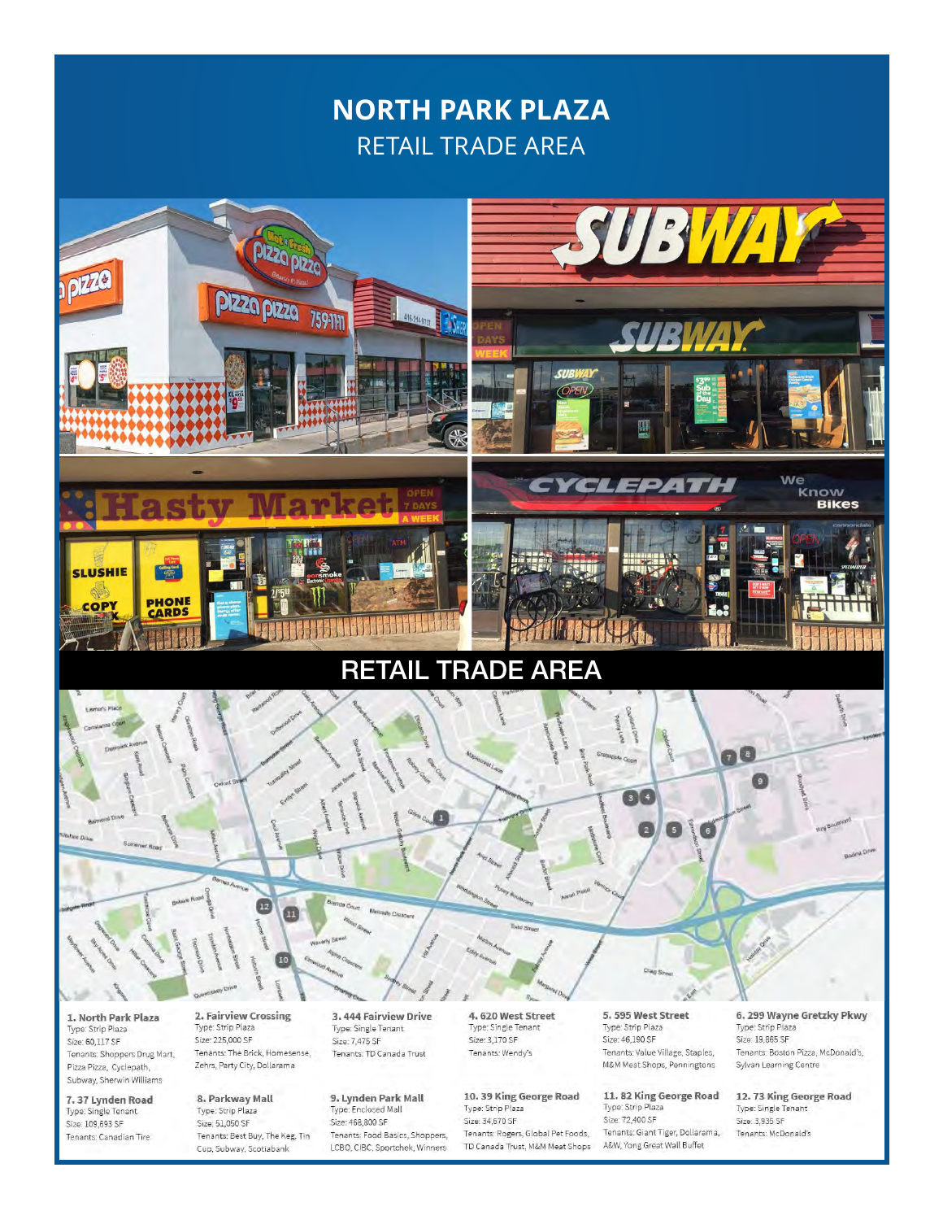# NORTH PARK PLAZA

## RETAIL TRADE AREA

## RETAIL TRADE AREA

**1. North Park Plaza**
Type: Strip Plaza
Size: 60,117 SF
Tenants: Shoppers Drug Mart, Pizza Pizza, Cyclepath, Subway, Sherwin Williams

**2. Fairview Crossing**
Type: Strip Plaza
Size: 225,000 SF
Tenants: The Brick, Homesense, Zehrs, Party City, Dollarama

**3. 444 Fairview Drive**
Type: Single Tenant
Size: 7,475 SF
Tenants: TD Canada Trust

**4. 620 West Street**
Type: Single Tenant
Size: 3,170 SF
Tenants: Wendy's

**5. 595 West Street**
Type: Strip Plaza
Size: 46,180 SF
Tenants: Value Village, Staples, M&M Meat Shops, Penningtons

**6. 299 Wayne Gretzky Pkwy**
Type: Strip Plaza
Size: 19,865 SF
Tenants: Boston Pizza, McDonald's, Sylvan Learning Centre

**7. 37 Lynden Road**
Type: Single Tenant
Size: 109,693 SF
Tenants: Canadian Tire

**8. Parkway Mall**
Type: Strip Plaza
Size: 51,050 SF
Tenants: Best Buy, The Keg, Tin Cup, Subway, Scotiabank

**9. Lynden Park Mall**
Type: Enclosed Mall
Size: 468,800 SF
Tenants: Food Basics, Shoppers, LCBO, CIBC, Sportchek, Winners

**10. 39 King George Road**
Type: Strip Plaza
Size: 34,670 SF
Tenants: Rogers, Global Pet Foods, TD Canada Trust, M&M Meat Shops

**11. 82 King George Road**
Type: Strip Plaza
Size: 72,400 SF
Tenants: Giant Tiger, Dollarama, A&W, Yong Great Wall Buffet

**12. 73 King George Road**
Type: Single Tenant
Size: 3,935 SF
Tenants: McDonald's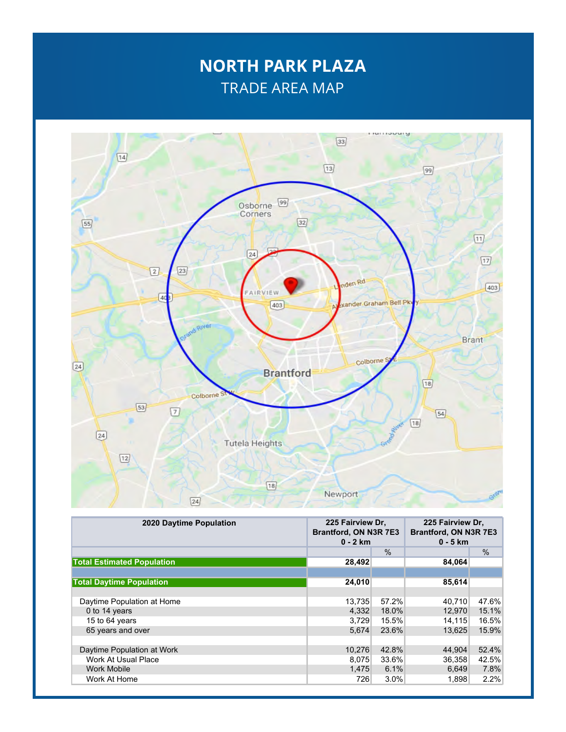# NORTH PARK PLAZA

## TRADE AREA MAP

| 2020 Daytime Population | 225 Fairview Dr, Brantford, ON N3R 7E3 0 - 2 km | | 225 Fairview Dr, Brantford, ON N3R 7E3 0 - 5 km | |
|---|---|---|---|---|
| | | % | | % |
| **Total Estimated Population** | **28,492** | | **84,064** | |
| | | | | |
| **Total Daytime Population** | **24,010** | | **85,614** | |
| | | | | |
| Daytime Population at Home | 13,735 | 57.2% | 40,710 | 47.6% |
| 0 to 14 years | 4,332 | 18.0% | 12,970 | 15.1% |
| 15 to 64 years | 3,729 | 15.5% | 14,115 | 16.5% |
| 65 years and over | 5,674 | 23.6% | 13,625 | 15.9% |
| | | | | |
| Daytime Population at Work | 10,276 | 42.8% | 44,904 | 52.4% |
| Work At Usual Place | 8,075 | 33.6% | 36,358 | 42.5% |
| Work Mobile | 1,475 | 6.1% | 6,649 | 7.8% |
| Work At Home | 726 | 3.0% | 1,898 | 2.2% |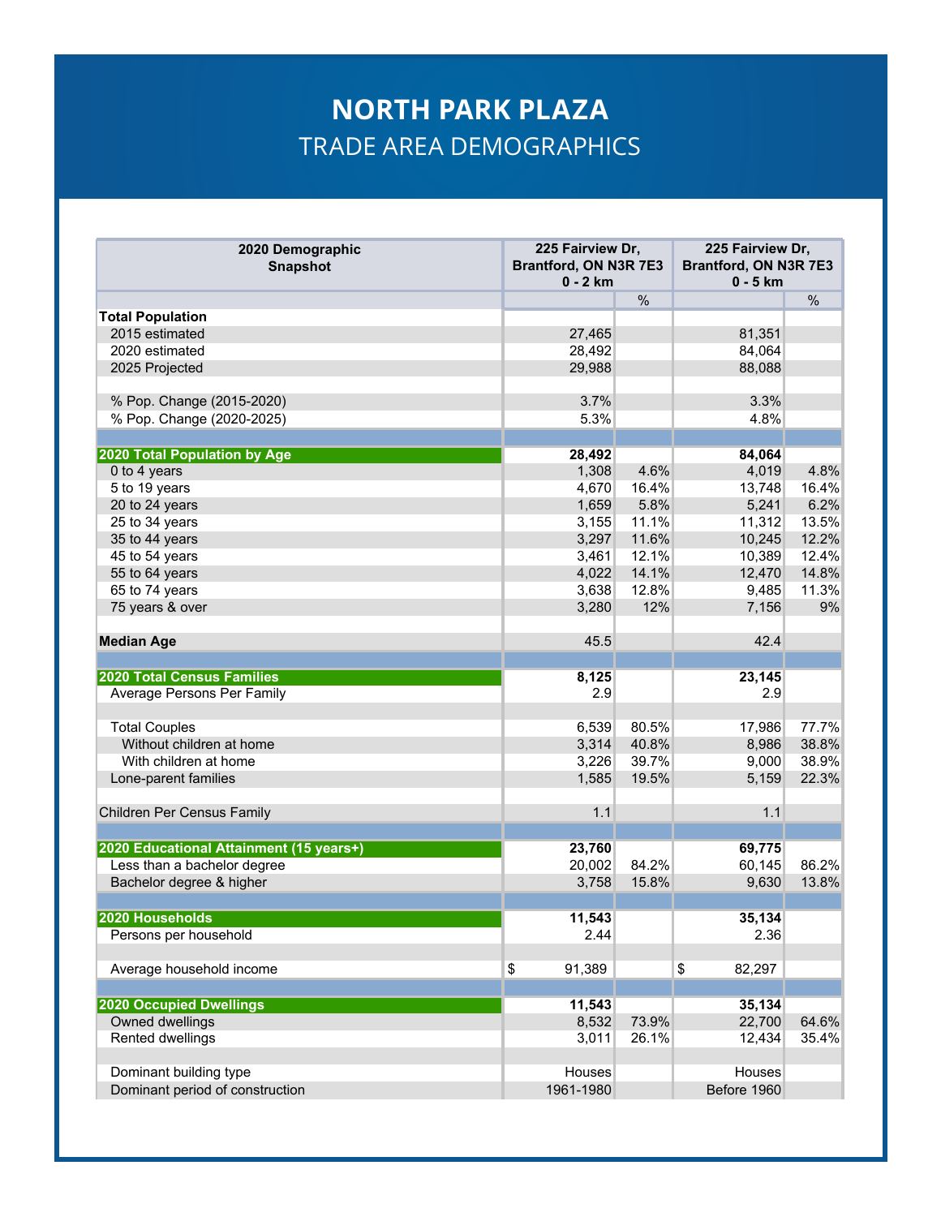# NORTH PARK PLAZA

## TRADE AREA DEMOGRAPHICS

| 2020 Demographic Snapshot | 225 Fairview Dr, Brantford, ON N3R 7E3 0 - 2 km | | 225 Fairview Dr, Brantford, ON N3R 7E3 0 - 5 km | |
|---|---|---|---|---|
| | | % | | % |
| **Total Population** | | | | |
| 2015 estimated | 27,465 | | 81,351 | |
| 2020 estimated | 28,492 | | 84,064 | |
| 2025 Projected | 29,988 | | 88,088 | |
| | | | | |
| % Pop. Change (2015-2020) | 3.7% | | 3.3% | |
| % Pop. Change (2020-2025) | 5.3% | | 4.8% | |
| | | | | |
| **2020 Total Population by Age** | **28,492** | | **84,064** | |
| 0 to 4 years | 1,308 | 4.6% | 4,019 | 4.8% |
| 5 to 19 years | 4,670 | 16.4% | 13,748 | 16.4% |
| 20 to 24 years | 1,659 | 5.8% | 5,241 | 6.2% |
| 25 to 34 years | 3,155 | 11.1% | 11,312 | 13.5% |
| 35 to 44 years | 3,297 | 11.6% | 10,245 | 12.2% |
| 45 to 54 years | 3,461 | 12.1% | 10,389 | 12.4% |
| 55 to 64 years | 4,022 | 14.1% | 12,470 | 14.8% |
| 65 to 74 years | 3,638 | 12.8% | 9,485 | 11.3% |
| 75 years & over | 3,280 | 12% | 7,156 | 9% |
| | | | | |
| **Median Age** | 45.5 | | 42.4 | |
| | | | | |
| **2020 Total Census Families** | **8,125** | | **23,145** | |
| Average Persons Per Family | 2.9 | | 2.9 | |
| | | | | |
| Total Couples | 6,539 | 80.5% | 17,986 | 77.7% |
| Without children at home | 3,314 | 40.8% | 8,986 | 38.8% |
| With children at home | 3,226 | 39.7% | 9,000 | 38.9% |
| Lone-parent families | 1,585 | 19.5% | 5,159 | 22.3% |
| | | | | |
| Children Per Census Family | 1.1 | | 1.1 | |
| | | | | |
| **2020 Educational Attainment (15 years+)** | **23,760** | | **69,775** | |
| Less than a bachelor degree | 20,002 | 84.2% | 60,145 | 86.2% |
| Bachelor degree & higher | 3,758 | 15.8% | 9,630 | 13.8% |
| | | | | |
| **2020 Households** | **11,543** | | **35,134** | |
| Persons per household | 2.44 | | 2.36 | |
| | | | | |
| Average household income | $ 91,389 | | $ 82,297 | |
| | | | | |
| **2020 Occupied Dwellings** | **11,543** | | **35,134** | |
| Owned dwellings | 8,532 | 73.9% | 22,700 | 64.6% |
| Rented dwellings | 3,011 | 26.1% | 12,434 | 35.4% |
| | | | | |
| Dominant building type | Houses | | Houses | |
| Dominant period of construction | 1961-1980 | | Before 1960 | |